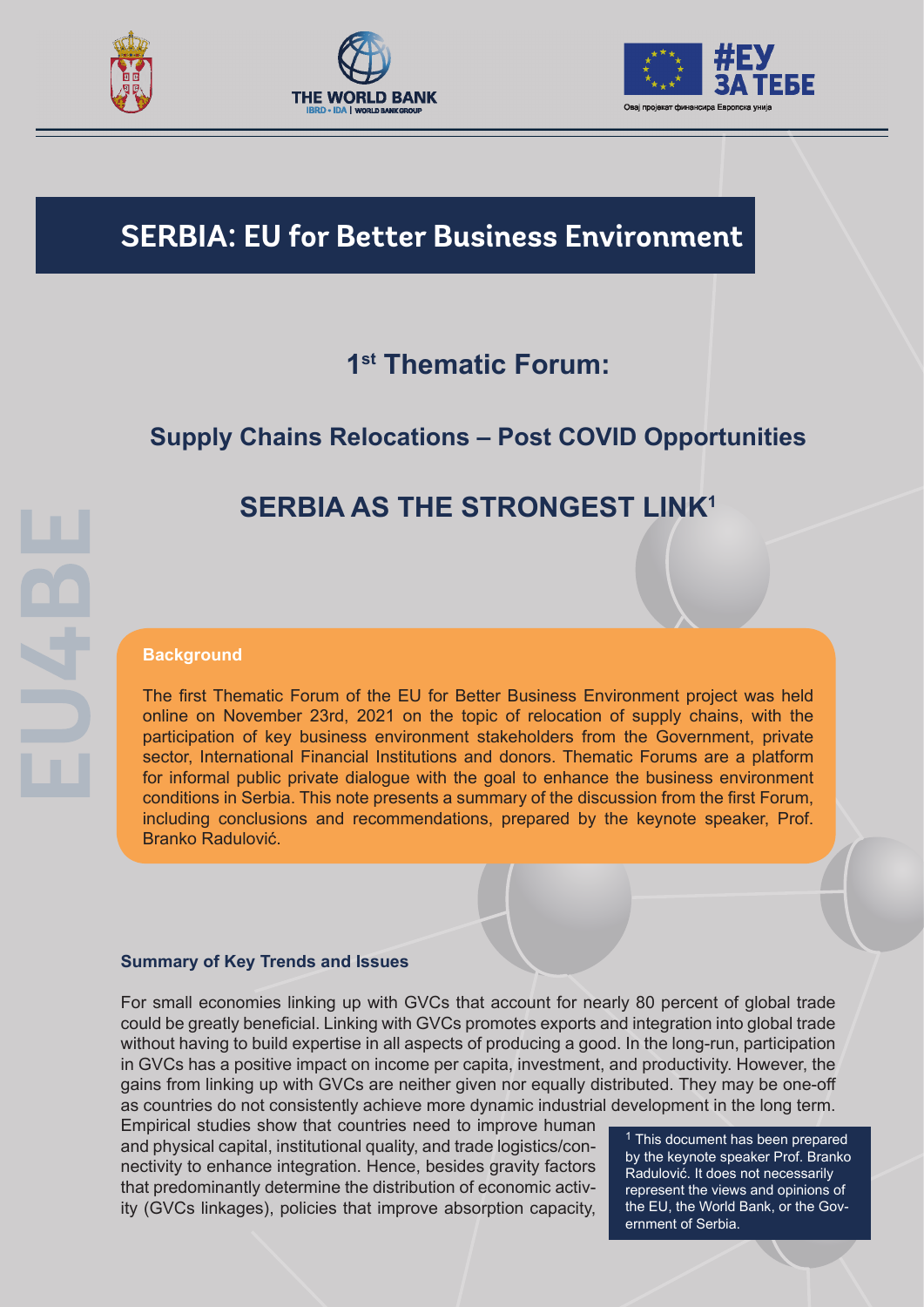# SERBIA: EU for Better Business Environment

## 1st Thematic Forum:

## Supply Chains Relocations – Post COVID Opportunities

## SERBIA AS THE STRONGEST LINK[1]

### Background

The first Thematic Forum of the EU for Better Business Environment project was held online on November 23rd, 2021 on the topic of relocation of supply chains, with the participation of key business environment stakeholders from the Government, private sector, International Financial Institutions and donors. Thematic Forums are a platform for informal public private dialogue with the goal to enhance the business environment conditions in Serbia. This note presents a summary of the discussion from the first Forum, including conclusions and recommendations, prepared by the keynote speaker, Prof. Branko Radulović.

### Summary of Key Trends and Issues

For small economies linking up with GVCs that account for nearly 80 percent of global trade could be greatly beneficial. Linking with GVCs promotes exports and integration into global trade without having to build expertise in all aspects of producing a good. In the long-run, participation in GVCs has a positive impact on income per capita, investment, and productivity. However, the gains from linking up with GVCs are neither given nor equally distributed. They may be one-off as countries do not consistently achieve more dynamic industrial development in the long term. Empirical studies show that countries need to improve human and physical capital, institutional quality, and trade logistics/connectivity to enhance integration. Hence, besides gravity factors that predominantly determine the distribution of economic activity (GVCs linkages), policies that improve absorption capacity,

[1] This document has been prepared by the keynote speaker Prof. Branko Radulović. It does not necessarily represent the views and opinions of the EU, the World Bank, or the Government of Serbia.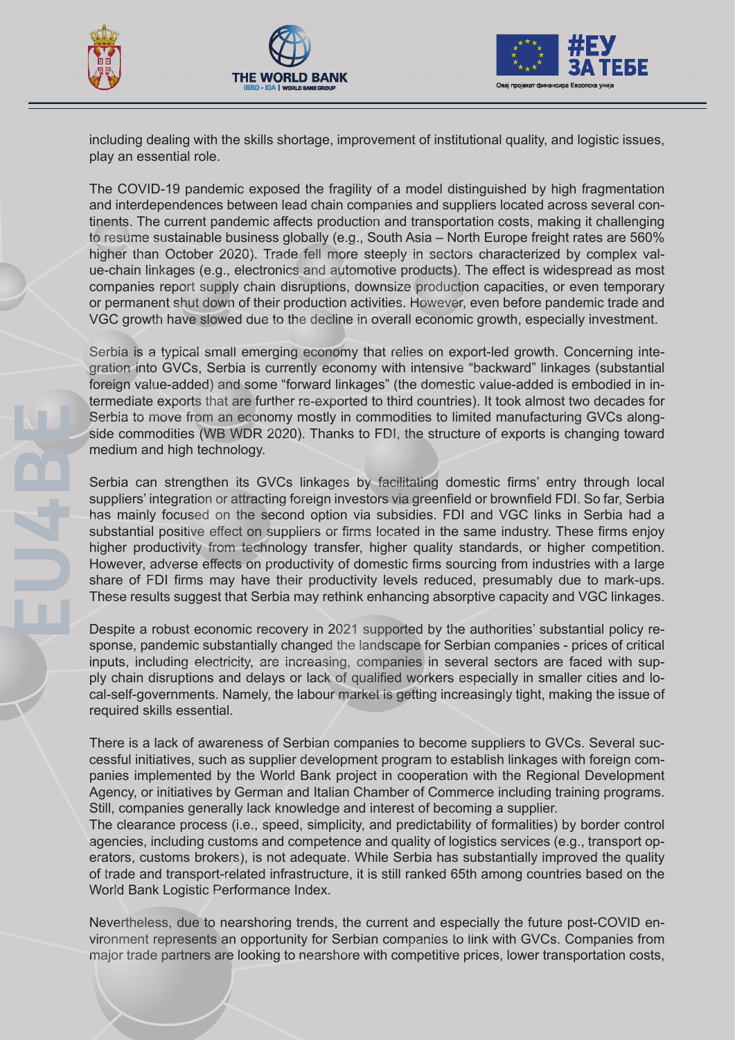including dealing with the skills shortage, improvement of institutional quality, and logistic issues, play an essential role.

The COVID-19 pandemic exposed the fragility of a model distinguished by high fragmentation and interdependences between lead chain companies and suppliers located across several continents. The current pandemic affects production and transportation costs, making it challenging to resume sustainable business globally (e.g., South Asia – North Europe freight rates are 560% higher than October 2020). Trade fell more steeply in sectors characterized by complex value-chain linkages (e.g., electronics and automotive products). The effect is widespread as most companies report supply chain disruptions, downsize production capacities, or even temporary or permanent shut down of their production activities. However, even before pandemic trade and VGC growth have slowed due to the decline in overall economic growth, especially investment.

Serbia is a typical small emerging economy that relies on export-led growth. Concerning integration into GVCs, Serbia is currently economy with intensive "backward" linkages (substantial foreign value-added) and some "forward linkages" (the domestic value-added is embodied in intermediate exports that are further re-exported to third countries). It took almost two decades for Serbia to move from an economy mostly in commodities to limited manufacturing GVCs alongside commodities (WB WDR 2020). Thanks to FDI, the structure of exports is changing toward medium and high technology.

Serbia can strengthen its GVCs linkages by facilitating domestic firms' entry through local suppliers' integration or attracting foreign investors via greenfield or brownfield FDI. So far, Serbia has mainly focused on the second option via subsidies. FDI and VGC links in Serbia had a substantial positive effect on suppliers or firms located in the same industry. These firms enjoy higher productivity from technology transfer, higher quality standards, or higher competition. However, adverse effects on productivity of domestic firms sourcing from industries with a large share of FDI firms may have their productivity levels reduced, presumably due to mark-ups. These results suggest that Serbia may rethink enhancing absorptive capacity and VGC linkages.

Despite a robust economic recovery in 2021 supported by the authorities' substantial policy response, pandemic substantially changed the landscape for Serbian companies - prices of critical inputs, including electricity, are increasing, companies in several sectors are faced with supply chain disruptions and delays or lack of qualified workers especially in smaller cities and local-self-governments. Namely, the labour market is getting increasingly tight, making the issue of required skills essential.

There is a lack of awareness of Serbian companies to become suppliers to GVCs. Several successful initiatives, such as supplier development program to establish linkages with foreign companies implemented by the World Bank project in cooperation with the Regional Development Agency, or initiatives by German and Italian Chamber of Commerce including training programs. Still, companies generally lack knowledge and interest of becoming a supplier.

The clearance process (i.e., speed, simplicity, and predictability of formalities) by border control agencies, including customs and competence and quality of logistics services (e.g., transport operators, customs brokers), is not adequate. While Serbia has substantially improved the quality of trade and transport-related infrastructure, it is still ranked 65th among countries based on the World Bank Logistic Performance Index.

Nevertheless, due to nearshoring trends, the current and especially the future post-COVID environment represents an opportunity for Serbian companies to link with GVCs. Companies from major trade partners are looking to nearshore with competitive prices, lower transportation costs,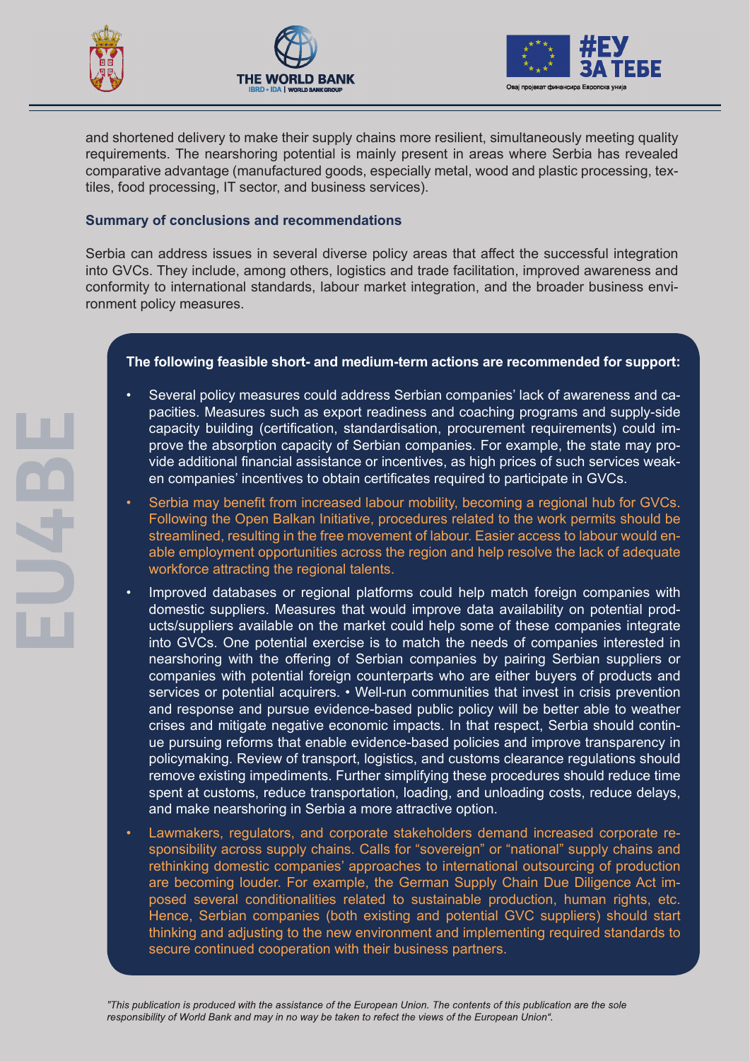and shortened delivery to make their supply chains more resilient, simultaneously meeting quality requirements. The nearshoring potential is mainly present in areas where Serbia has revealed comparative advantage (manufactured goods, especially metal, wood and plastic processing, textiles, food processing, IT sector, and business services).

### Summary of conclusions and recommendations

Serbia can address issues in several diverse policy areas that affect the successful integration into GVCs. They include, among others, logistics and trade facilitation, improved awareness and conformity to international standards, labour market integration, and the broader business environment policy measures.

**The following feasible short- and medium-term actions are recommended for support:**

- Several policy measures could address Serbian companies' lack of awareness and capacities. Measures such as export readiness and coaching programs and supply-side capacity building (certification, standardisation, procurement requirements) could improve the absorption capacity of Serbian companies. For example, the state may provide additional financial assistance or incentives, as high prices of such services weaken companies' incentives to obtain certificates required to participate in GVCs.
- Serbia may benefit from increased labour mobility, becoming a regional hub for GVCs. Following the Open Balkan Initiative, procedures related to the work permits should be streamlined, resulting in the free movement of labour. Easier access to labour would enable employment opportunities across the region and help resolve the lack of adequate workforce attracting the regional talents.
- Improved databases or regional platforms could help match foreign companies with domestic suppliers. Measures that would improve data availability on potential products/suppliers available on the market could help some of these companies integrate into GVCs. One potential exercise is to match the needs of companies interested in nearshoring with the offering of Serbian companies by pairing Serbian suppliers or companies with potential foreign counterparts who are either buyers of products and services or potential acquirers. • Well-run communities that invest in crisis prevention and response and pursue evidence-based public policy will be better able to weather crises and mitigate negative economic impacts. In that respect, Serbia should continue pursuing reforms that enable evidence-based policies and improve transparency in policymaking. Review of transport, logistics, and customs clearance regulations should remove existing impediments. Further simplifying these procedures should reduce time spent at customs, reduce transportation, loading, and unloading costs, reduce delays, and make nearshoring in Serbia a more attractive option.
- Lawmakers, regulators, and corporate stakeholders demand increased corporate responsibility across supply chains. Calls for "sovereign" or "national" supply chains and rethinking domestic companies' approaches to international outsourcing of production are becoming louder. For example, the German Supply Chain Due Diligence Act imposed several conditionalities related to sustainable production, human rights, etc. Hence, Serbian companies (both existing and potential GVC suppliers) should start thinking and adjusting to the new environment and implementing required standards to secure continued cooperation with their business partners.

*"This publication is produced with the assistance of the European Union. The contents of this publication are the sole responsibility of World Bank and may in no way be taken to refect the views of the European Union".*